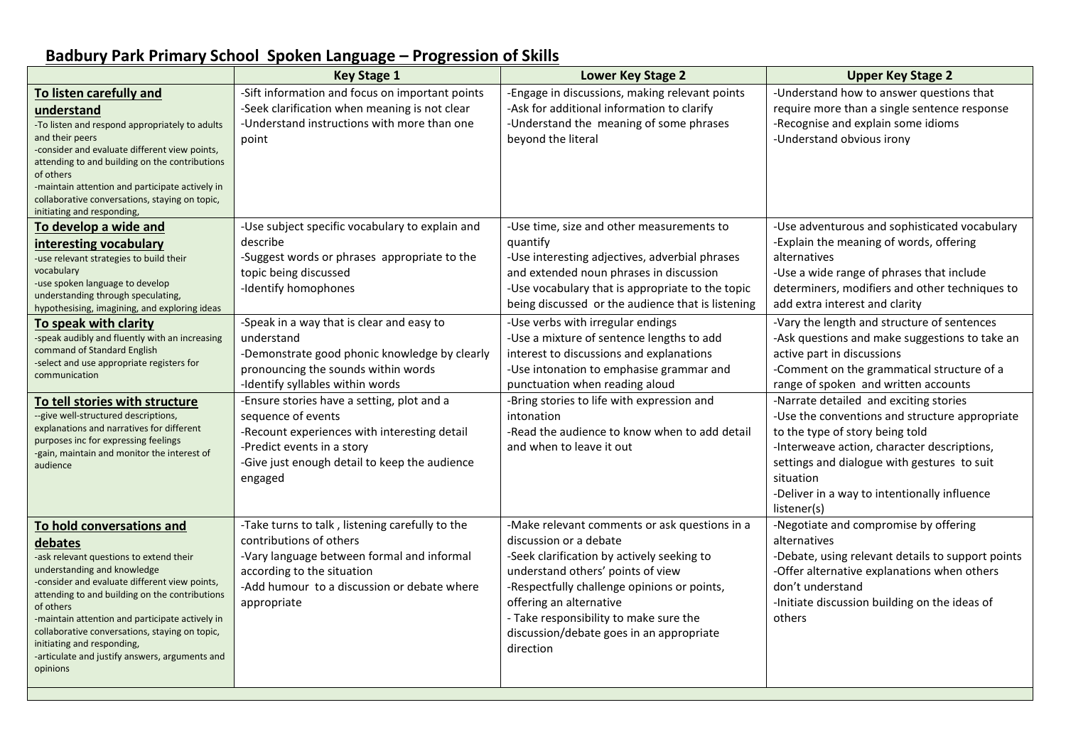# Badbury Park Primary School Spoken Language – Progression of Skills

| | Key Stage 1 | Lower Key Stage 2 | Upper Key Stage 2 |
|---|---|---|---|
| **To listen carefully and understand**<br>-To listen and respond appropriately to adults and their peers<br>-consider and evaluate different view points, attending to and building on the contributions of others<br>-maintain attention and participate actively in collaborative conversations, staying on topic, initiating and responding, | -Sift information and focus on important points<br>-Seek clarification when meaning is not clear<br>-Understand instructions with more than one point | -Engage in discussions, making relevant points<br>-Ask for additional information to clarify<br>-Understand the meaning of some phrases beyond the literal | -Understand how to answer questions that require more than a single sentence response<br>-Recognise and explain some idioms<br>-Understand obvious irony |
| **To develop a wide and interesting vocabulary**<br>-use relevant strategies to build their vocabulary<br>-use spoken language to develop understanding through speculating, hypothesising, imagining, and exploring ideas | -Use subject specific vocabulary to explain and describe<br>-Suggest words or phrases appropriate to the topic being discussed<br>-Identify homophones | -Use time, size and other measurements to quantify<br>-Use interesting adjectives, adverbial phrases and extended noun phrases in discussion<br>-Use vocabulary that is appropriate to the topic being discussed or the audience that is listening | -Use adventurous and sophisticated vocabulary<br>-Explain the meaning of words, offering alternatives<br>-Use a wide range of phrases that include determiners, modifiers and other techniques to add extra interest and clarity |
| **To speak with clarity**<br>-speak audibly and fluently with an increasing command of Standard English<br>-select and use appropriate registers for communication | -Speak in a way that is clear and easy to understand<br>-Demonstrate good phonic knowledge by clearly pronouncing the sounds within words<br>-Identify syllables within words | -Use verbs with irregular endings<br>-Use a mixture of sentence lengths to add interest to discussions and explanations<br>-Use intonation to emphasise grammar and punctuation when reading aloud | -Vary the length and structure of sentences<br>-Ask questions and make suggestions to take an active part in discussions<br>-Comment on the grammatical structure of a range of spoken and written accounts |
| **To tell stories with structure**<br>--give well-structured descriptions, explanations and narratives for different purposes inc for expressing feelings<br>-gain, maintain and monitor the interest of audience | -Ensure stories have a setting, plot and a sequence of events<br>-Recount experiences with interesting detail<br>-Predict events in a story<br>-Give just enough detail to keep the audience engaged | -Bring stories to life with expression and intonation<br>-Read the audience to know when to add detail and when to leave it out | -Narrate detailed and exciting stories<br>-Use the conventions and structure appropriate to the type of story being told<br>-Interweave action, character descriptions, settings and dialogue with gestures to suit situation<br>-Deliver in a way to intentionally influence listener(s) |
| **To hold conversations and debates**<br>-ask relevant questions to extend their understanding and knowledge<br>-consider and evaluate different view points, attending to and building on the contributions of others<br>-maintain attention and participate actively in collaborative conversations, staying on topic, initiating and responding,<br>-articulate and justify answers, arguments and opinions | -Take turns to talk , listening carefully to the contributions of others<br>-Vary language between formal and informal according to the situation<br>-Add humour to a discussion or debate where appropriate | -Make relevant comments or ask questions in a discussion or a debate<br>-Seek clarification by actively seeking to understand others' points of view<br>-Respectfully challenge opinions or points, offering an alternative<br>- Take responsibility to make sure the discussion/debate goes in an appropriate direction | -Negotiate and compromise by offering alternatives<br>-Debate, using relevant details to support points<br>-Offer alternative explanations when others don't understand<br>-Initiate discussion building on the ideas of others |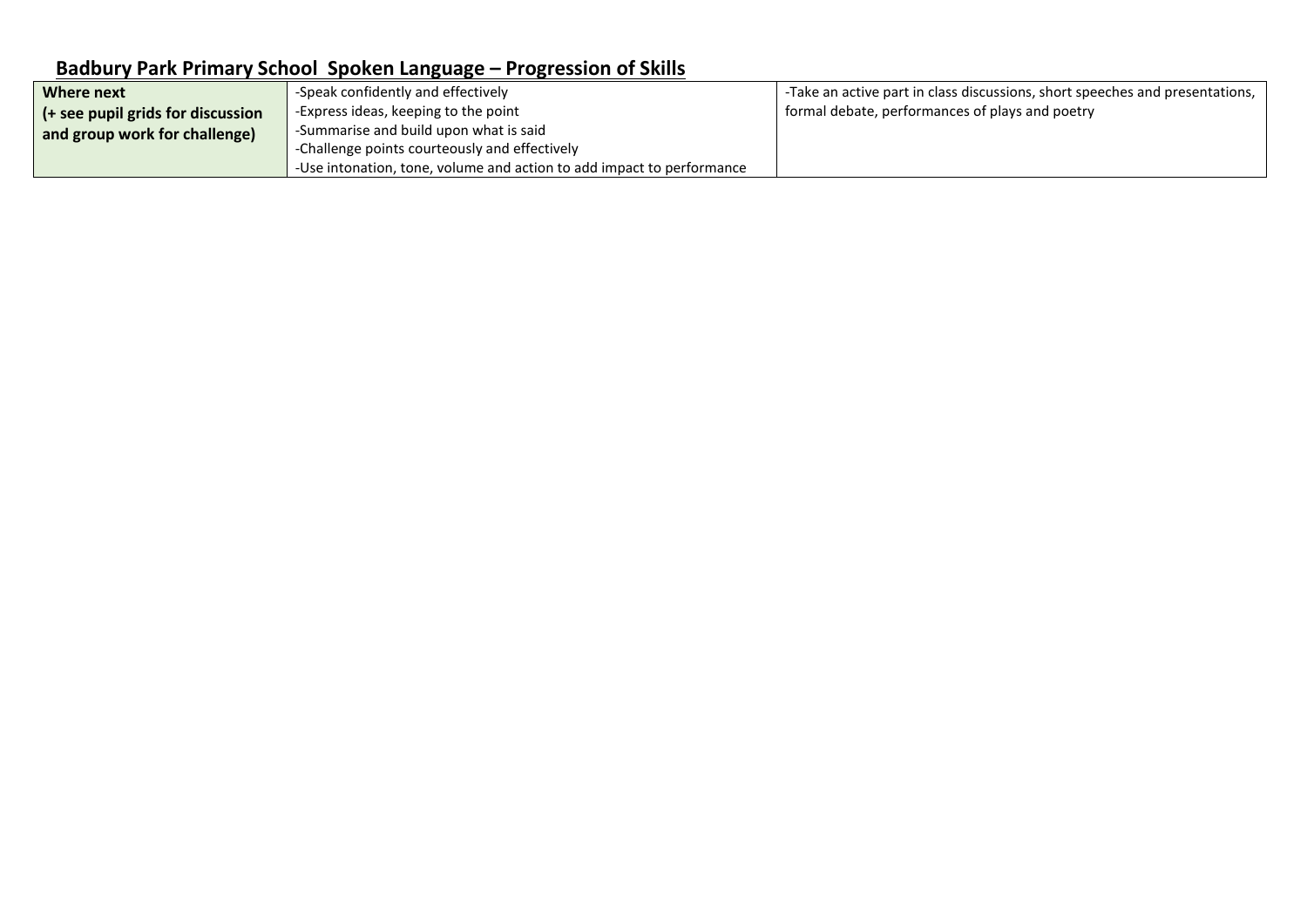## Badbury Park Primary School Spoken Language – Progression of Skills

| | | |
|---|---|---|
| **Where next (+ see pupil grids for discussion and group work for challenge)** | -Speak confidently and effectively<br>-Express ideas, keeping to the point<br>-Summarise and build upon what is said<br>-Challenge points courteously and effectively<br>-Use intonation, tone, volume and action to add impact to performance | -Take an active part in class discussions, short speeches and presentations, formal debate, performances of plays and poetry |